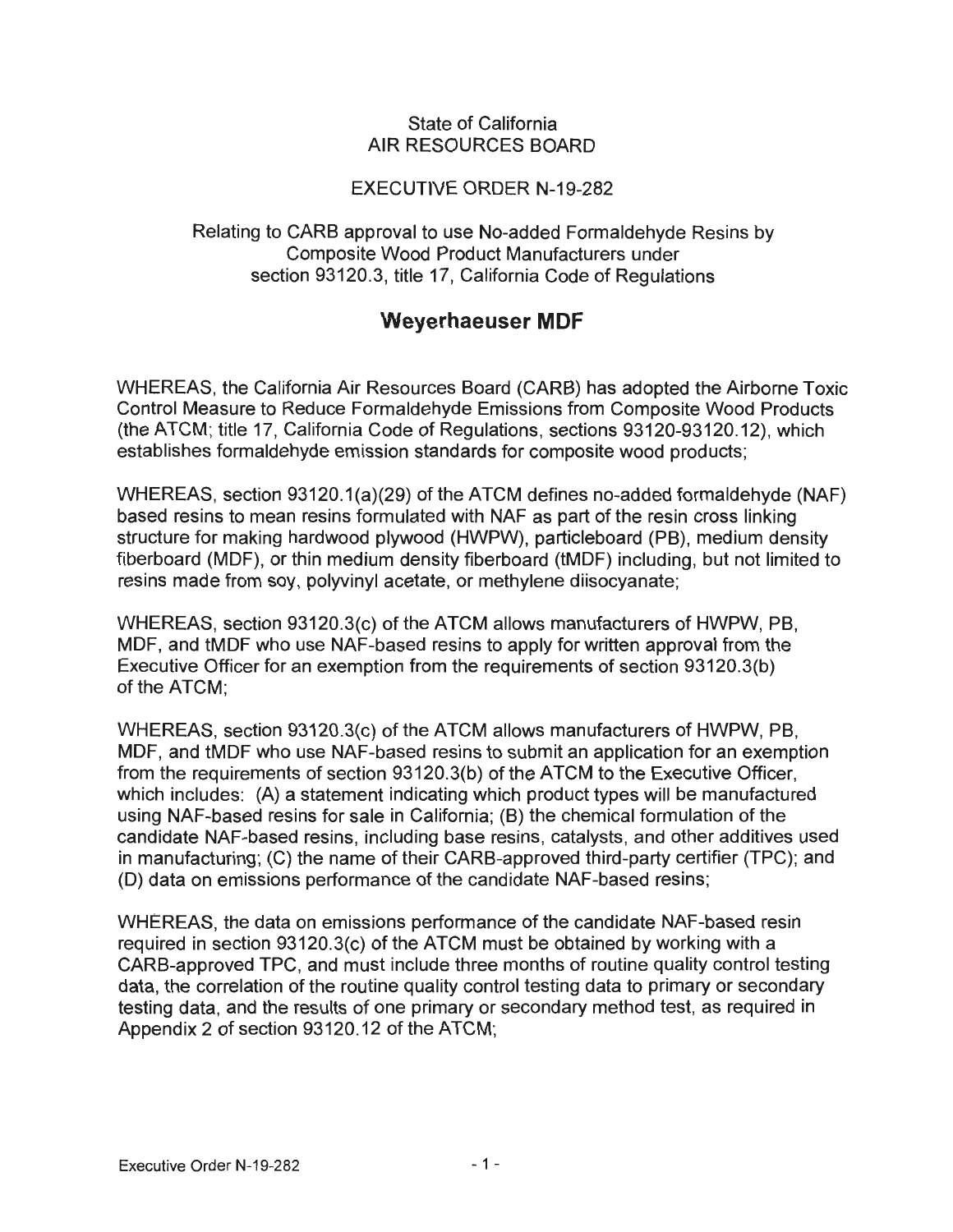State of California
AIR RESOURCES BOARD

EXECUTIVE ORDER N-19-282

Relating to CARB approval to use No-added Formaldehyde Resins by Composite Wood Product Manufacturers under section 93120.3, title 17, California Code of Regulations

# Weyerhaeuser MDF

WHEREAS, the California Air Resources Board (CARB) has adopted the Airborne Toxic Control Measure to Reduce Formaldehyde Emissions from Composite Wood Products (the ATCM; title 17, California Code of Regulations, sections 93120-93120.12), which establishes formaldehyde emission standards for composite wood products;

WHEREAS, section 93120.1(a)(29) of the ATCM defines no-added formaldehyde (NAF) based resins to mean resins formulated with NAF as part of the resin cross linking structure for making hardwood plywood (HWPW), particleboard (PB), medium density fiberboard (MDF), or thin medium density fiberboard (tMDF) including, but not limited to resins made from soy, polyvinyl acetate, or methylene diisocyanate;

WHEREAS, section 93120.3(c) of the ATCM allows manufacturers of HWPW, PB, MDF, and tMDF who use NAF-based resins to apply for written approval from the Executive Officer for an exemption from the requirements of section 93120.3(b) of the ATCM;

WHEREAS, section 93120.3(c) of the ATCM allows manufacturers of HWPW, PB, MDF, and tMDF who use NAF-based resins to submit an application for an exemption from the requirements of section 93120.3(b) of the ATCM to the Executive Officer, which includes: (A) a statement indicating which product types will be manufactured using NAF-based resins for sale in California; (B) the chemical formulation of the candidate NAF-based resins, including base resins, catalysts, and other additives used in manufacturing; (C) the name of their CARB-approved third-party certifier (TPC); and (D) data on emissions performance of the candidate NAF-based resins;

WHEREAS, the data on emissions performance of the candidate NAF-based resin required in section 93120.3(c) of the ATCM must be obtained by working with a CARB-approved TPC, and must include three months of routine quality control testing data, the correlation of the routine quality control testing data to primary or secondary testing data, and the results of one primary or secondary method test, as required in Appendix 2 of section 93120.12 of the ATCM;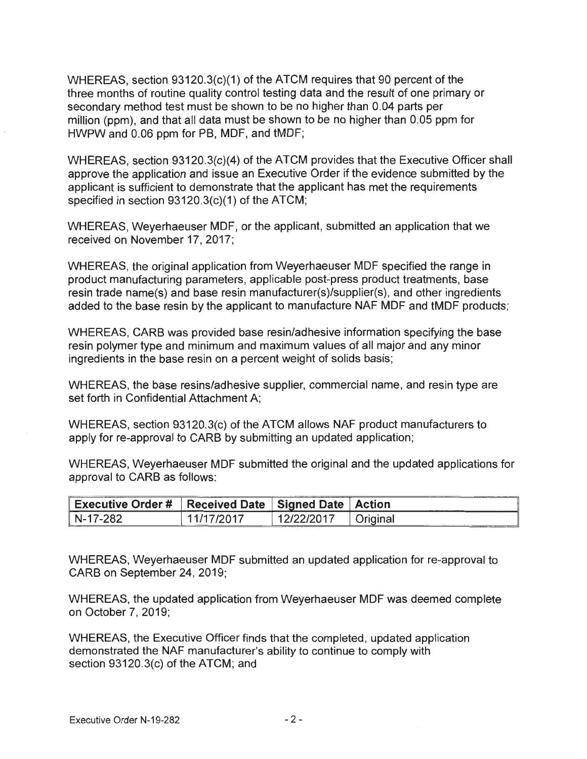WHEREAS, section 93120.3(c)(1) of the ATCM requires that 90 percent of the three months of routine quality control testing data and the result of one primary or secondary method test must be shown to be no higher than 0.04 parts per million (ppm), and that all data must be shown to be no higher than 0.05 ppm for HWPW and 0.06 ppm for PB, MDF, and tMDF;

WHEREAS, section 93120.3(c)(4) of the ATCM provides that the Executive Officer shall approve the application and issue an Executive Order if the evidence submitted by the applicant is sufficient to demonstrate that the applicant has met the requirements specified in section 93120.3(c)(1) of the ATCM;

WHEREAS, Weyerhaeuser MDF, or the applicant, submitted an application that we received on November 17, 2017;

WHEREAS, the original application from Weyerhaeuser MDF specified the range in product manufacturing parameters, applicable post-press product treatments, base resin trade name(s) and base resin manufacturer(s)/supplier(s), and other ingredients added to the base resin by the applicant to manufacture NAF MDF and tMDF products;

WHEREAS, CARB was provided base resin/adhesive information specifying the base resin polymer type and minimum and maximum values of all major and any minor ingredients in the base resin on a percent weight of solids basis;

WHEREAS, the base resins/adhesive supplier, commercial name, and resin type are set forth in Confidential Attachment A;

WHEREAS, section 93120.3(c) of the ATCM allows NAF product manufacturers to apply for re-approval to CARB by submitting an updated application;

WHEREAS, Weyerhaeuser MDF submitted the original and the updated applications for approval to CARB as follows:

| Executive Order # | Received Date | Signed Date | Action |
|---|---|---|---|
| N-17-282 | 11/17/2017 | 12/22/2017 | Original |

WHEREAS, Weyerhaeuser MDF submitted an updated application for re-approval to CARB on September 24, 2019;

WHEREAS, the updated application from Weyerhaeuser MDF was deemed complete on October 7, 2019;

WHEREAS, the Executive Officer finds that the completed, updated application demonstrated the NAF manufacturer's ability to continue to comply with section 93120.3(c) of the ATCM; and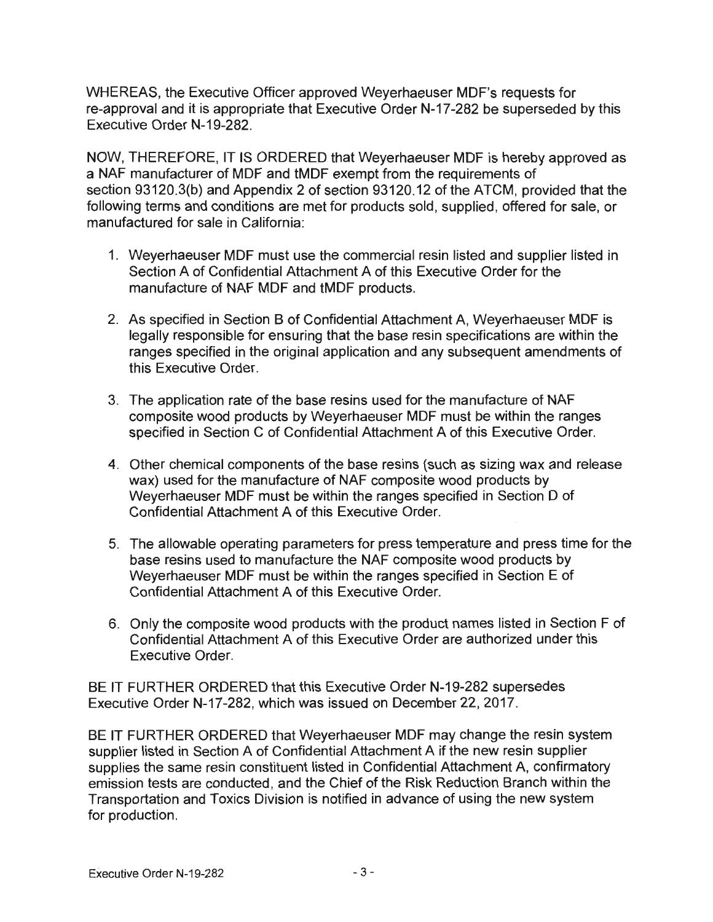WHEREAS, the Executive Officer approved Weyerhaeuser MDF's requests for re-approval and it is appropriate that Executive Order N-17-282 be superseded by this Executive Order N-19-282.

NOW, THEREFORE, IT IS ORDERED that Weyerhaeuser MDF is hereby approved as a NAF manufacturer of MDF and tMDF exempt from the requirements of section 93120.3(b) and Appendix 2 of section 93120.12 of the ATCM, provided that the following terms and conditions are met for products sold, supplied, offered for sale, or manufactured for sale in California:

1. Weyerhaeuser MDF must use the commercial resin listed and supplier listed in Section A of Confidential Attachment A of this Executive Order for the manufacture of NAF MDF and tMDF products.

2. As specified in Section B of Confidential Attachment A, Weyerhaeuser MDF is legally responsible for ensuring that the base resin specifications are within the ranges specified in the original application and any subsequent amendments of this Executive Order.

3. The application rate of the base resins used for the manufacture of NAF composite wood products by Weyerhaeuser MDF must be within the ranges specified in Section C of Confidential Attachment A of this Executive Order.

4. Other chemical components of the base resins (such as sizing wax and release wax) used for the manufacture of NAF composite wood products by Weyerhaeuser MDF must be within the ranges specified in Section D of Confidential Attachment A of this Executive Order.

5. The allowable operating parameters for press temperature and press time for the base resins used to manufacture the NAF composite wood products by Weyerhaeuser MDF must be within the ranges specified in Section E of Confidential Attachment A of this Executive Order.

6. Only the composite wood products with the product names listed in Section F of Confidential Attachment A of this Executive Order are authorized under this Executive Order.

BE IT FURTHER ORDERED that this Executive Order N-19-282 supersedes Executive Order N-17-282, which was issued on December 22, 2017.

BE IT FURTHER ORDERED that Weyerhaeuser MDF may change the resin system supplier listed in Section A of Confidential Attachment A if the new resin supplier supplies the same resin constituent listed in Confidential Attachment A, confirmatory emission tests are conducted, and the Chief of the Risk Reduction Branch within the Transportation and Toxics Division is notified in advance of using the new system for production.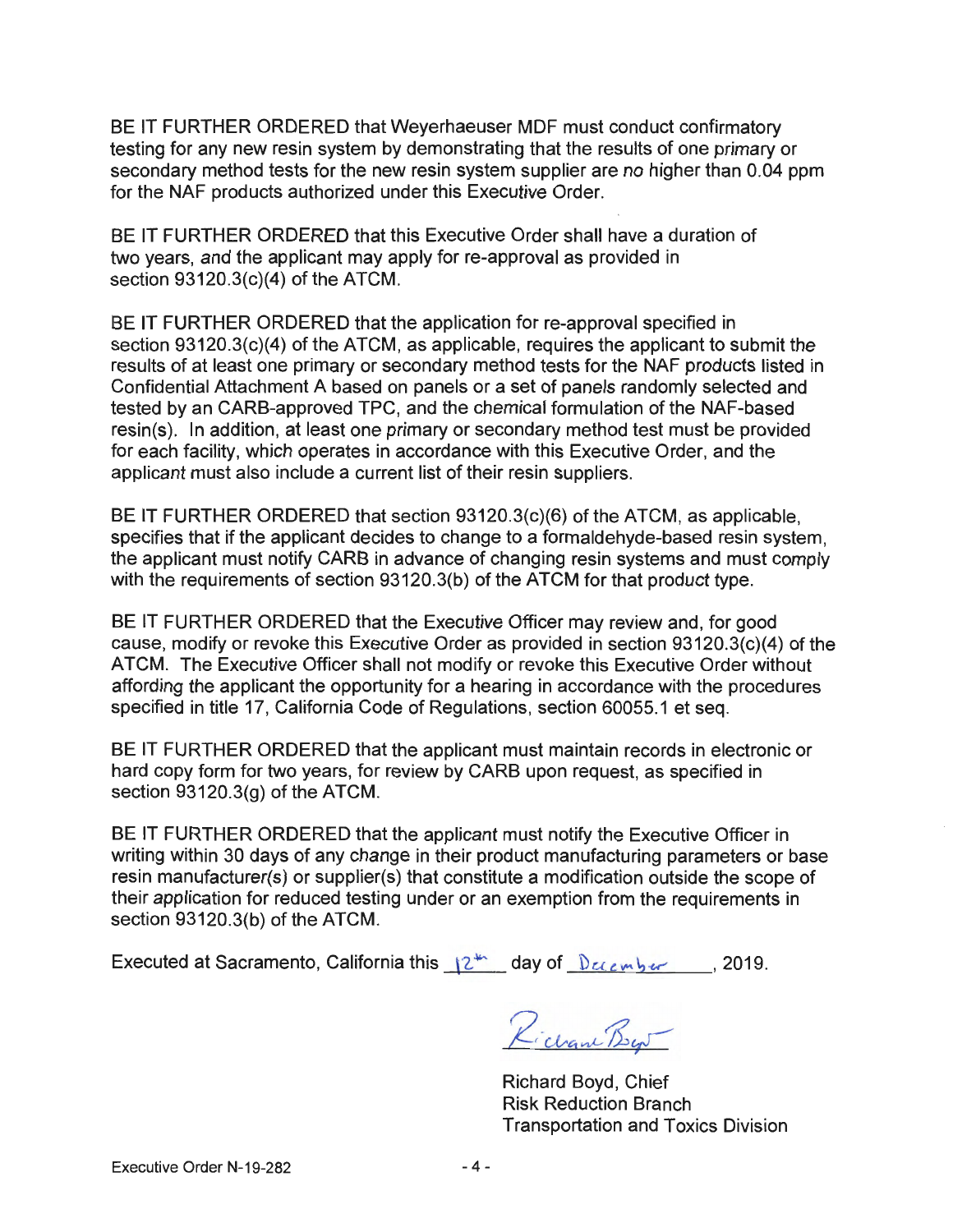BE IT FURTHER ORDERED that Weyerhaeuser MDF must conduct confirmatory testing for any new resin system by demonstrating that the results of one primary or secondary method tests for the new resin system supplier are no higher than 0.04 ppm for the NAF products authorized under this Executive Order.

BE IT FURTHER ORDERED that this Executive Order shall have a duration of two years, and the applicant may apply for re-approval as provided in section 93120.3(c)(4) of the ATCM.

BE IT FURTHER ORDERED that the application for re-approval specified in section 93120.3(c)(4) of the ATCM, as applicable, requires the applicant to submit the results of at least one primary or secondary method tests for the NAF products listed in Confidential Attachment A based on panels or a set of panels randomly selected and tested by an CARB-approved TPC, and the chemical formulation of the NAF-based resin(s). In addition, at least one primary or secondary method test must be provided for each facility, which operates in accordance with this Executive Order, and the applicant must also include a current list of their resin suppliers.

BE IT FURTHER ORDERED that section 93120.3(c)(6) of the ATCM, as applicable, specifies that if the applicant decides to change to a formaldehyde-based resin system, the applicant must notify CARB in advance of changing resin systems and must comply with the requirements of section 93120.3(b) of the ATCM for that product type.

BE IT FURTHER ORDERED that the Executive Officer may review and, for good cause, modify or revoke this Executive Order as provided in section 93120.3(c)(4) of the ATCM. The Executive Officer shall not modify or revoke this Executive Order without affording the applicant the opportunity for a hearing in accordance with the procedures specified in title 17, California Code of Regulations, section 60055.1 et seq.

BE IT FURTHER ORDERED that the applicant must maintain records in electronic or hard copy form for two years, for review by CARB upon request, as specified in section 93120.3(g) of the ATCM.

BE IT FURTHER ORDERED that the applicant must notify the Executive Officer in writing within 30 days of any change in their product manufacturing parameters or base resin manufacturer(s) or supplier(s) that constitute a modification outside the scope of their application for reduced testing under or an exemption from the requirements in section 93120.3(b) of the ATCM.

Executed at Sacramento, California this 12th day of December, 2019.

Richard Boyd

Richard Boyd, Chief
Risk Reduction Branch
Transportation and Toxics Division

Executive Order N-19-282